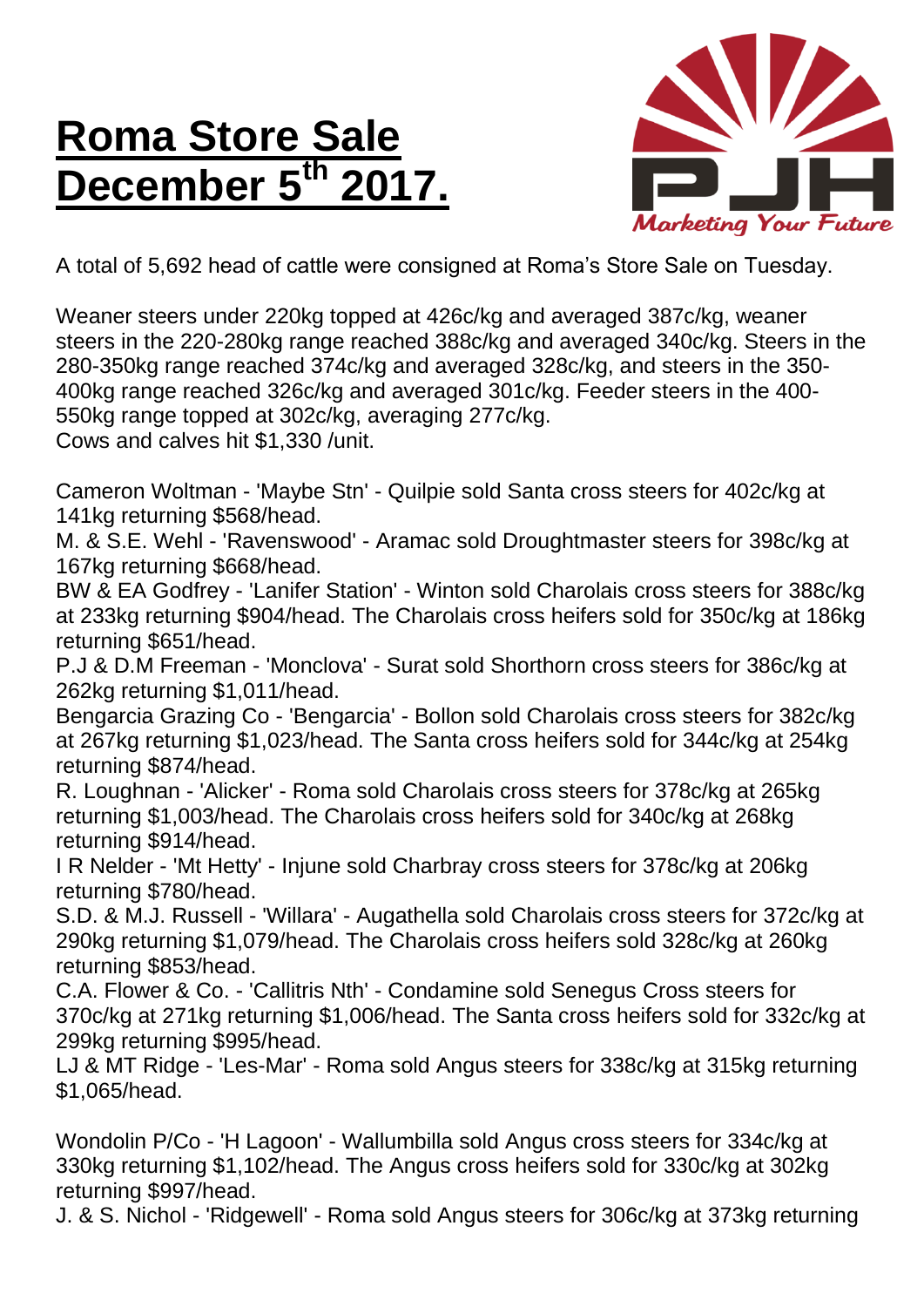# Roma Store Sale December 5th 2017.

A total of 5,692 head of cattle were consigned at Roma's Store Sale on Tuesday.

Weaner steers under 220kg topped at 426c/kg and averaged 387c/kg, weaner steers in the 220-280kg range reached 388c/kg and averaged 340c/kg. Steers in the 280-350kg range reached 374c/kg and averaged 328c/kg, and steers in the 350-400kg range reached 326c/kg and averaged 301c/kg. Feeder steers in the 400-550kg range topped at 302c/kg, averaging 277c/kg.
Cows and calves hit $1,330 /unit.

Cameron Woltman - 'Maybe Stn' - Quilpie sold Santa cross steers for 402c/kg at 141kg returning $568/head.
M. & S.E. Wehl - 'Ravenswood' - Aramac sold Droughtmaster steers for 398c/kg at 167kg returning $668/head.
BW & EA Godfrey - 'Lanifer Station' - Winton sold Charolais cross steers for 388c/kg at 233kg returning $904/head. The Charolais cross heifers sold for 350c/kg at 186kg returning $651/head.
P.J & D.M Freeman - 'Monclova' - Surat sold Shorthorn cross steers for 386c/kg at 262kg returning $1,011/head.
Bengarcia Grazing Co - 'Bengarcia' - Bollon sold Charolais cross steers for 382c/kg at 267kg returning $1,023/head. The Santa cross heifers sold for 344c/kg at 254kg returning $874/head.
R. Loughnan - 'Alicker' - Roma sold Charolais cross steers for 378c/kg at 265kg returning $1,003/head. The Charolais cross heifers sold for 340c/kg at 268kg returning $914/head.
I R Nelder - 'Mt Hetty' - Injune sold Charbray cross steers for 378c/kg at 206kg returning $780/head.
S.D. & M.J. Russell - 'Willara' - Augathella sold Charolais cross steers for 372c/kg at 290kg returning $1,079/head. The Charolais cross heifers sold 328c/kg at 260kg returning $853/head.
C.A. Flower & Co. - 'Callitris Nth' - Condamine sold Senegus Cross steers for 370c/kg at 271kg returning $1,006/head. The Santa cross heifers sold for 332c/kg at 299kg returning $995/head.
LJ & MT Ridge - 'Les-Mar' - Roma sold Angus steers for 338c/kg at 315kg returning $1,065/head.

Wondolin P/Co - 'H Lagoon' - Wallumbilla sold Angus cross steers for 334c/kg at 330kg returning $1,102/head. The Angus cross heifers sold for 330c/kg at 302kg returning $997/head.
J. & S. Nichol - 'Ridgewell' - Roma sold Angus steers for 306c/kg at 373kg returning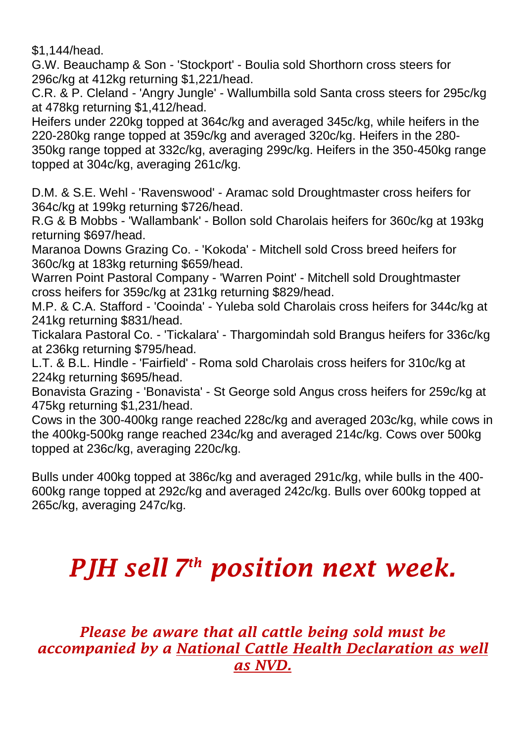$1,144/head.
G.W. Beauchamp & Son - 'Stockport' - Boulia sold Shorthorn cross steers for 296c/kg at 412kg returning $1,221/head.
C.R. & P. Cleland - 'Angry Jungle' - Wallumbilla sold Santa cross steers for 295c/kg at 478kg returning $1,412/head.
Heifers under 220kg topped at 364c/kg and averaged 345c/kg, while heifers in the 220-280kg range topped at 359c/kg and averaged 320c/kg. Heifers in the 280-350kg range topped at 332c/kg, averaging 299c/kg. Heifers in the 350-450kg range topped at 304c/kg, averaging 261c/kg.

D.M. & S.E. Wehl - 'Ravenswood' - Aramac sold Droughtmaster cross heifers for 364c/kg at 199kg returning $726/head.
R.G & B Mobbs - 'Wallambank' - Bollon sold Charolais heifers for 360c/kg at 193kg returning $697/head.
Maranoa Downs Grazing Co. - 'Kokoda' - Mitchell sold Cross breed heifers for 360c/kg at 183kg returning $659/head.
Warren Point Pastoral Company - 'Warren Point' - Mitchell sold Droughtmaster cross heifers for 359c/kg at 231kg returning $829/head.
M.P. & C.A. Stafford - 'Cooinda' - Yuleba sold Charolais cross heifers for 344c/kg at 241kg returning $831/head.
Tickalara Pastoral Co. - 'Tickalara' - Thargomindah sold Brangus heifers for 336c/kg at 236kg returning $795/head.
L.T. & B.L. Hindle - 'Fairfield' - Roma sold Charolais cross heifers for 310c/kg at 224kg returning $695/head.
Bonavista Grazing - 'Bonavista' - St George sold Angus cross heifers for 259c/kg at 475kg returning $1,231/head.
Cows in the 300-400kg range reached 228c/kg and averaged 203c/kg, while cows in the 400kg-500kg range reached 234c/kg and averaged 214c/kg. Cows over 500kg topped at 236c/kg, averaging 220c/kg.

Bulls under 400kg topped at 386c/kg and averaged 291c/kg, while bulls in the 400-600kg range topped at 292c/kg and averaged 242c/kg. Bulls over 600kg topped at 265c/kg, averaging 247c/kg.

# *PJH sell 7th position next week.*

***Please be aware that all cattle being sold must be accompanied by a National Cattle Health Declaration as well as NVD.***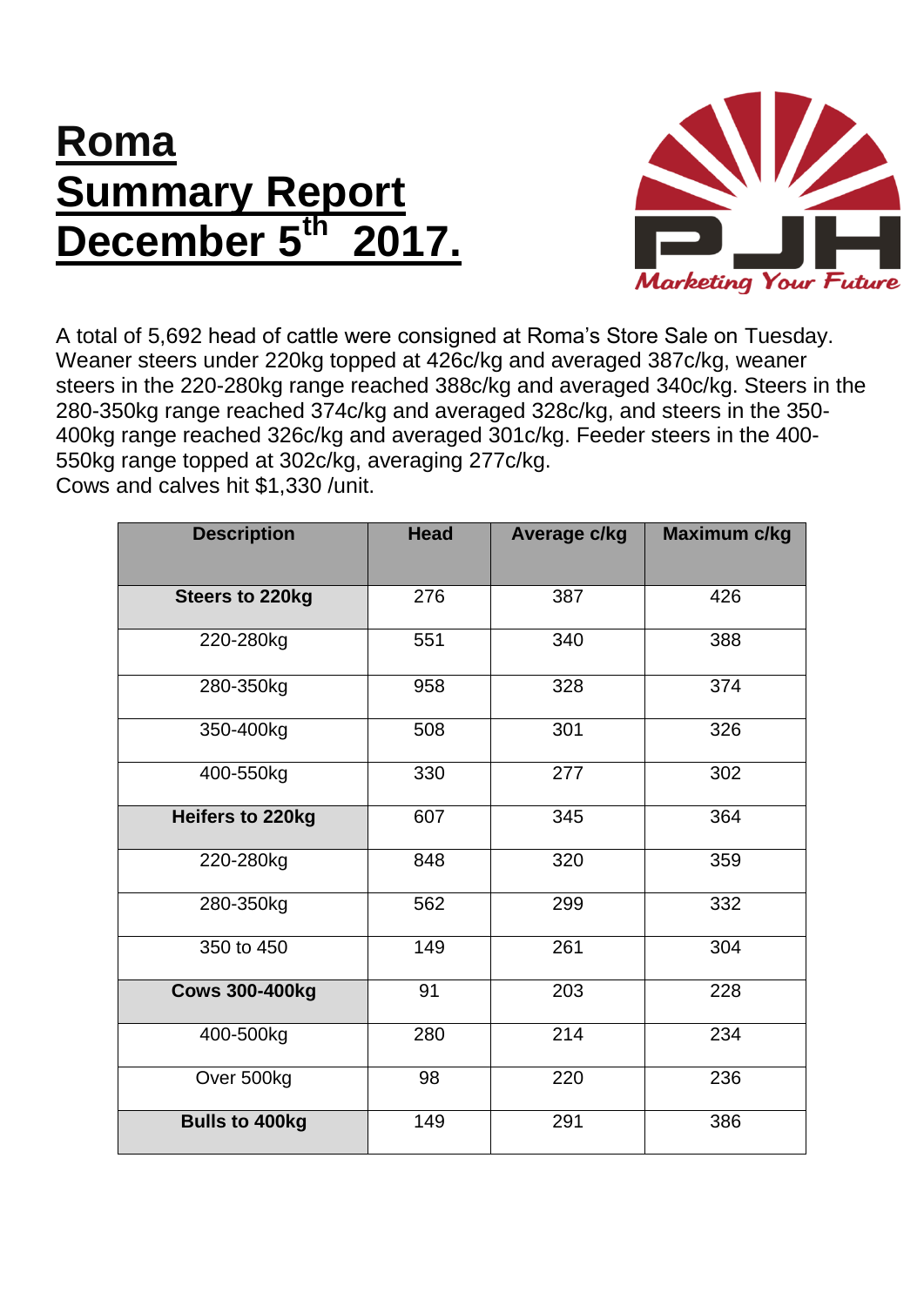# Roma Summary Report December 5th 2017.

PJH

Marketing Your Future

A total of 5,692 head of cattle were consigned at Roma's Store Sale on Tuesday. Weaner steers under 220kg topped at 426c/kg and averaged 387c/kg, weaner steers in the 220-280kg range reached 388c/kg and averaged 340c/kg. Steers in the 280-350kg range reached 374c/kg and averaged 328c/kg, and steers in the 350-400kg range reached 326c/kg and averaged 301c/kg. Feeder steers in the 400-550kg range topped at 302c/kg, averaging 277c/kg.
Cows and calves hit $1,330 /unit.

| Description | Head | Average c/kg | Maximum c/kg |
|---|---|---|---|
| **Steers to 220kg** | 276 | 387 | 426 |
| 220-280kg | 551 | 340 | 388 |
| 280-350kg | 958 | 328 | 374 |
| 350-400kg | 508 | 301 | 326 |
| 400-550kg | 330 | 277 | 302 |
| **Heifers to 220kg** | 607 | 345 | 364 |
| 220-280kg | 848 | 320 | 359 |
| 280-350kg | 562 | 299 | 332 |
| 350 to 450 | 149 | 261 | 304 |
| **Cows 300-400kg** | 91 | 203 | 228 |
| 400-500kg | 280 | 214 | 234 |
| Over 500kg | 98 | 220 | 236 |
| **Bulls to 400kg** | 149 | 291 | 386 |